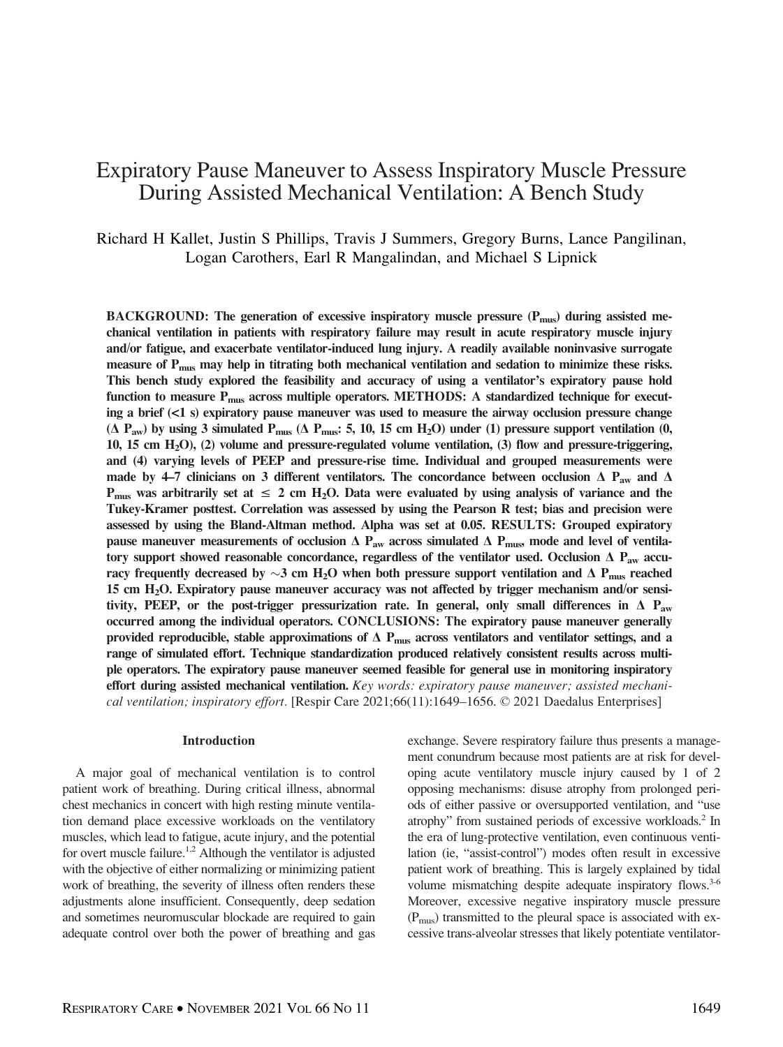# Expiratory Pause Maneuver to Assess Inspiratory Muscle Pressure During Assisted Mechanical Ventilation: A Bench Study

Richard H Kallet, Justin S Phillips, Travis J Summers, Gregory Burns, Lance Pangilinan, Logan Carothers, Earl R Mangalindan, and Michael S Lipnick

**BACKGROUND: The generation of excessive inspiratory muscle pressure ($P_{mus}$) during assisted mechanical ventilation in patients with respiratory failure may result in acute respiratory muscle injury and/or fatigue, and exacerbate ventilator-induced lung injury. A readily available noninvasive surrogate measure of $P_{mus}$ may help in titrating both mechanical ventilation and sedation to minimize these risks. This bench study explored the feasibility and accuracy of using a ventilator's expiratory pause hold function to measure $P_{mus}$ across multiple operators. METHODS: A standardized technique for executing a brief (<1 s) expiratory pause maneuver was used to measure the airway occlusion pressure change ($\Delta P_{aw}$) by using 3 simulated $P_{mus}$ ($\Delta P_{mus}$: 5, 10, 15 cm $H_2O$) under (1) pressure support ventilation (0, 10, 15 cm $H_2O$), (2) volume and pressure-regulated volume ventilation, (3) flow and pressure-triggering, and (4) varying levels of PEEP and pressure-rise time. Individual and grouped measurements were made by 4–7 clinicians on 3 different ventilators. The concordance between occlusion $\Delta P_{aw}$ and $\Delta P_{mus}$ was arbitrarily set at $\leq$ 2 cm $H_2O$. Data were evaluated by using analysis of variance and the Tukey-Kramer posttest. Correlation was assessed by using the Pearson R test; bias and precision were assessed by using the Bland-Altman method. Alpha was set at 0.05. RESULTS: Grouped expiratory pause maneuver measurements of occlusion $\Delta P_{aw}$ across simulated $\Delta P_{mus}$, mode and level of ventilatory support showed reasonable concordance, regardless of the ventilator used. Occlusion $\Delta P_{aw}$ accuracy frequently decreased by ~3 cm $H_2O$ when both pressure support ventilation and $\Delta P_{mus}$ reached 15 cm $H_2O$. Expiratory pause maneuver accuracy was not affected by trigger mechanism and/or sensitivity, PEEP, or the post-trigger pressurization rate. In general, only small differences in $\Delta P_{aw}$ occurred among the individual operators. CONCLUSIONS: The expiratory pause maneuver generally provided reproducible, stable approximations of $\Delta P_{mus}$ across ventilators and ventilator settings, and a range of simulated effort. Technique standardization produced relatively consistent results across multiple operators. The expiratory pause maneuver seemed feasible for general use in monitoring inspiratory effort during assisted mechanical ventilation.** *Key words: expiratory pause maneuver; assisted mechanical ventilation; inspiratory effort.* [Respir Care 2021;66(11):1649–1656. © 2021 Daedalus Enterprises]

## Introduction

A major goal of mechanical ventilation is to control patient work of breathing. During critical illness, abnormal chest mechanics in concert with high resting minute ventilation demand place excessive workloads on the ventilatory muscles, which lead to fatigue, acute injury, and the potential for overt muscle failure.[1,2] Although the ventilator is adjusted with the objective of either normalizing or minimizing patient work of breathing, the severity of illness often renders these adjustments alone insufficient. Consequently, deep sedation and sometimes neuromuscular blockade are required to gain adequate control over both the power of breathing and gas exchange. Severe respiratory failure thus presents a management conundrum because most patients are at risk for developing acute ventilatory muscle injury caused by 1 of 2 opposing mechanisms: disuse atrophy from prolonged periods of either passive or oversupported ventilation, and "use atrophy" from sustained periods of excessive workloads.[2] In the era of lung-protective ventilation, even continuous ventilation (ie, "assist-control") modes often result in excessive patient work of breathing. This is largely explained by tidal volume mismatching despite adequate inspiratory flows.[3-6] Moreover, excessive negative inspiratory muscle pressure ($P_{mus}$) transmitted to the pleural space is associated with excessive trans-alveolar stresses that likely potentiate ventilator-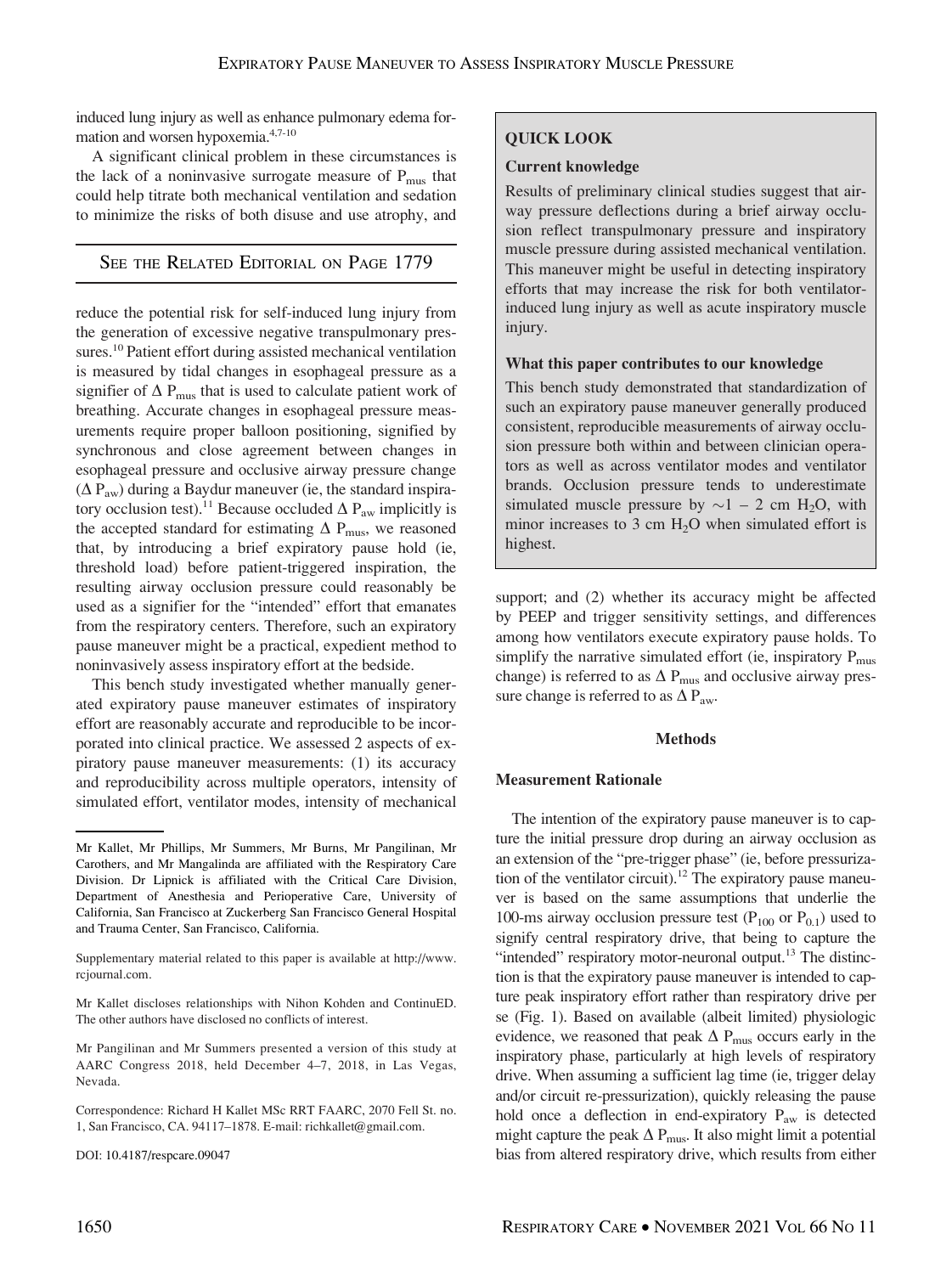induced lung injury as well as enhance pulmonary edema formation and worsen hypoxemia.[4,7-10]

A significant clinical problem in these circumstances is the lack of a noninvasive surrogate measure of $P_{mus}$ that could help titrate both mechanical ventilation and sedation to minimize the risks of both disuse and use atrophy, and

SEE THE RELATED EDITORIAL ON PAGE 1779

reduce the potential risk for self-induced lung injury from the generation of excessive negative transpulmonary pressures.[10] Patient effort during assisted mechanical ventilation is measured by tidal changes in esophageal pressure as a signifier of $\Delta$ $P_{mus}$ that is used to calculate patient work of breathing. Accurate changes in esophageal pressure measurements require proper balloon positioning, signified by synchronous and close agreement between changes in esophageal pressure and occlusive airway pressure change ($\Delta$ $P_{aw}$) during a Baydur maneuver (ie, the standard inspiratory occlusion test).[11] Because occluded $\Delta$ $P_{aw}$ implicitly is the accepted standard for estimating $\Delta$ $P_{mus}$, we reasoned that, by introducing a brief expiratory pause hold (ie, threshold load) before patient-triggered inspiration, the resulting airway occlusion pressure could reasonably be used as a signifier for the "intended" effort that emanates from the respiratory centers. Therefore, such an expiratory pause maneuver might be a practical, expedient method to noninvasively assess inspiratory effort at the bedside.

This bench study investigated whether manually generated expiratory pause maneuver estimates of inspiratory effort are reasonably accurate and reproducible to be incorporated into clinical practice. We assessed 2 aspects of expiratory pause maneuver measurements: (1) its accuracy and reproducibility across multiple operators, intensity of simulated effort, ventilator modes, intensity of mechanical support; and (2) whether its accuracy might be affected by PEEP and trigger sensitivity settings, and differences among how ventilators execute expiratory pause holds. To simplify the narrative simulated effort (ie, inspiratory $P_{mus}$ change) is referred to as $\Delta$ $P_{mus}$ and occlusive airway pressure change is referred to as $\Delta$ $P_{aw}$.

> **QUICK LOOK**
>
> **Current knowledge**
>
> Results of preliminary clinical studies suggest that airway pressure deflections during a brief airway occlusion reflect transpulmonary pressure and inspiratory muscle pressure during assisted mechanical ventilation. This maneuver might be useful in detecting inspiratory efforts that may increase the risk for both ventilator-induced lung injury as well as acute inspiratory muscle injury.
>
> **What this paper contributes to our knowledge**
>
> This bench study demonstrated that standardization of such an expiratory pause maneuver generally produced consistent, reproducible measurements of airway occlusion pressure both within and between clinician operators as well as across ventilator modes and ventilator brands. Occlusion pressure tends to underestimate simulated muscle pressure by ~1 – 2 cm $H_2O$, with minor increases to 3 cm $H_2O$ when simulated effort is highest.

## Methods

### Measurement Rationale

The intention of the expiratory pause maneuver is to capture the initial pressure drop during an airway occlusion as an extension of the "pre-trigger phase" (ie, before pressurization of the ventilator circuit).[12] The expiratory pause maneuver is based on the same assumptions that underlie the 100-ms airway occlusion pressure test ($P_{100}$ or $P_{0.1}$) used to signify central respiratory drive, that being to capture the "intended" respiratory motor-neuronal output.[13] The distinction is that the expiratory pause maneuver is intended to capture peak inspiratory effort rather than respiratory drive per se (Fig. 1). Based on available (albeit limited) physiologic evidence, we reasoned that peak $\Delta$ $P_{mus}$ occurs early in the inspiratory phase, particularly at high levels of respiratory drive. When assuming a sufficient lag time (ie, trigger delay and/or circuit re-pressurization), quickly releasing the pause hold once a deflection in end-expiratory $P_{aw}$ is detected might capture the peak $\Delta$ $P_{mus}$. It also might limit a potential bias from altered respiratory drive, which results from either

---

Mr Kallet, Mr Phillips, Mr Summers, Mr Burns, Mr Pangilinan, Mr Carothers, and Mr Mangalinda are affiliated with the Respiratory Care Division. Dr Lipnick is affiliated with the Critical Care Division, Department of Anesthesia and Perioperative Care, University of California, San Francisco at Zuckerberg San Francisco General Hospital and Trauma Center, San Francisco, California.

Supplementary material related to this paper is available at http://www.rcjournal.com.

Mr Kallet discloses relationships with Nihon Kohden and ContinuED. The other authors have disclosed no conflicts of interest.

Mr Pangilinan and Mr Summers presented a version of this study at AARC Congress 2018, held December 4–7, 2018, in Las Vegas, Nevada.

Correspondence: Richard H Kallet MSc RRT FAARC, 2070 Fell St. no. 1, San Francisco, CA. 94117–1878. E-mail: richkallet@gmail.com.

DOI: 10.4187/respcare.09047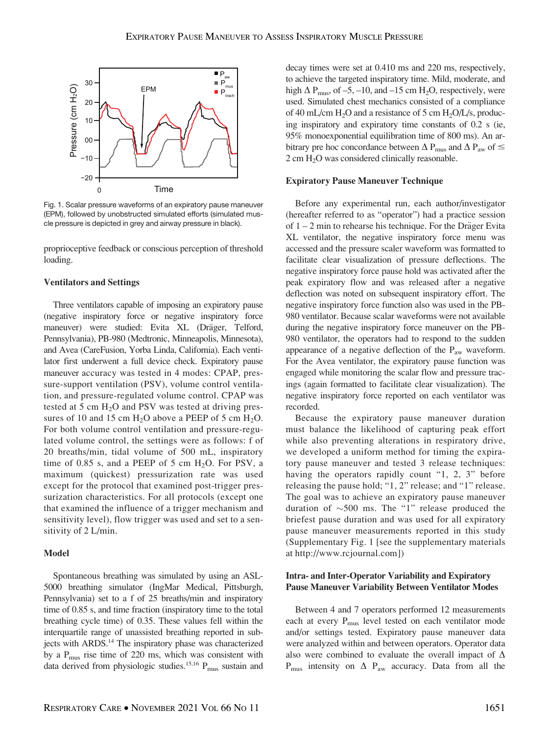Fig. 1. Scalar pressure waveforms of an expiratory pause maneuver (EPM), followed by unobstructed simulated efforts (simulated muscle pressure is depicted in grey and airway pressure in black).

proprioceptive feedback or conscious perception of threshold loading.

### Ventilators and Settings

Three ventilators capable of imposing an expiratory pause (negative inspiratory force or negative inspiratory force maneuver) were studied: Evita XL (Dräger, Telford, Pennsylvania), PB-980 (Medtronic, Minneapolis, Minnesota), and Avea (CareFusion, Yorba Linda, California). Each ventilator first underwent a full device check. Expiratory pause maneuver accuracy was tested in 4 modes: CPAP, pressure-support ventilation (PSV), volume control ventilation, and pressure-regulated volume control. CPAP was tested at 5 cm $H_2O$ and PSV was tested at driving pressures of 10 and 15 cm $H_2O$ above a PEEP of 5 cm $H_2O$. For both volume control ventilation and pressure-regulated volume control, the settings were as follows: f of 20 breaths/min, tidal volume of 500 mL, inspiratory time of 0.85 s, and a PEEP of 5 cm $H_2O$. For PSV, a maximum (quickest) pressurization rate was used except for the protocol that examined post-trigger pressurization characteristics. For all protocols (except one that examined the influence of a trigger mechanism and sensitivity level), flow trigger was used and set to a sensitivity of 2 L/min.

### Model

Spontaneous breathing was simulated by using an ASL-5000 breathing simulator (IngMar Medical, Pittsburgh, Pennsylvania) set to a f of 25 breaths/min and inspiratory time of 0.85 s, and time fraction (inspiratory time to the total breathing cycle time) of 0.35. These values fell within the interquartile range of unassisted breathing reported in subjects with ARDS.[14] The inspiratory phase was characterized by a $P_{mus}$ rise time of 220 ms, which was consistent with data derived from physiologic studies.[15,16] $P_{mus}$ sustain and decay times were set at 0.410 ms and 220 ms, respectively, to achieve the targeted inspiratory time. Mild, moderate, and high $\Delta P_{mus}$, of –5, –10, and –15 cm $H_2O$, respectively, were used. Simulated chest mechanics consisted of a compliance of 40 mL/cm $H_2O$ and a resistance of 5 cm $H_2O$/L/s, producing inspiratory and expiratory time constants of 0.2 s (ie, 95% monoexponential equilibration time of 800 ms). An arbitrary pre hoc concordance between $\Delta P_{mus}$ and $\Delta P_{aw}$ of $\leq$ 2 cm $H_2O$ was considered clinically reasonable.

### Expiratory Pause Maneuver Technique

Before any experimental run, each author/investigator (hereafter referred to as "operator") had a practice session of 1 – 2 min to rehearse his technique. For the Dräger Evita XL ventilator, the negative inspiratory force menu was accessed and the pressure scaler waveform was formatted to facilitate clear visualization of pressure deflections. The negative inspiratory force pause hold was activated after the peak expiratory flow and was released after a negative deflection was noted on subsequent inspiratory effort. The negative inspiratory force function also was used in the PB-980 ventilator. Because scalar waveforms were not available during the negative inspiratory force maneuver on the PB-980 ventilator, the operators had to respond to the sudden appearance of a negative deflection of the $P_{aw}$ waveform. For the Avea ventilator, the expiratory pause function was engaged while monitoring the scalar flow and pressure tracings (again formatted to facilitate clear visualization). The negative inspiratory force reported on each ventilator was recorded.

Because the expiratory pause maneuver duration must balance the likelihood of capturing peak effort while also preventing alterations in respiratory drive, we developed a uniform method for timing the expiratory pause maneuver and tested 3 release techniques: having the operators rapidly count "1, 2, 3" before releasing the pause hold; "1, 2" release; and "1" release. The goal was to achieve an expiratory pause maneuver duration of ~500 ms. The "1" release produced the briefest pause duration and was used for all expiratory pause maneuver measurements reported in this study (Supplementary Fig. 1 [see the supplementary materials at http://www.rcjournal.com])

### Intra- and Inter-Operator Variability and Expiratory Pause Maneuver Variability Between Ventilator Modes

Between 4 and 7 operators performed 12 measurements each at every $P_{mus}$ level tested on each ventilator mode and/or settings tested. Expiratory pause maneuver data were analyzed within and between operators. Operator data also were combined to evaluate the overall impact of $\Delta P_{mus}$ intensity on $\Delta P_{aw}$ accuracy. Data from all the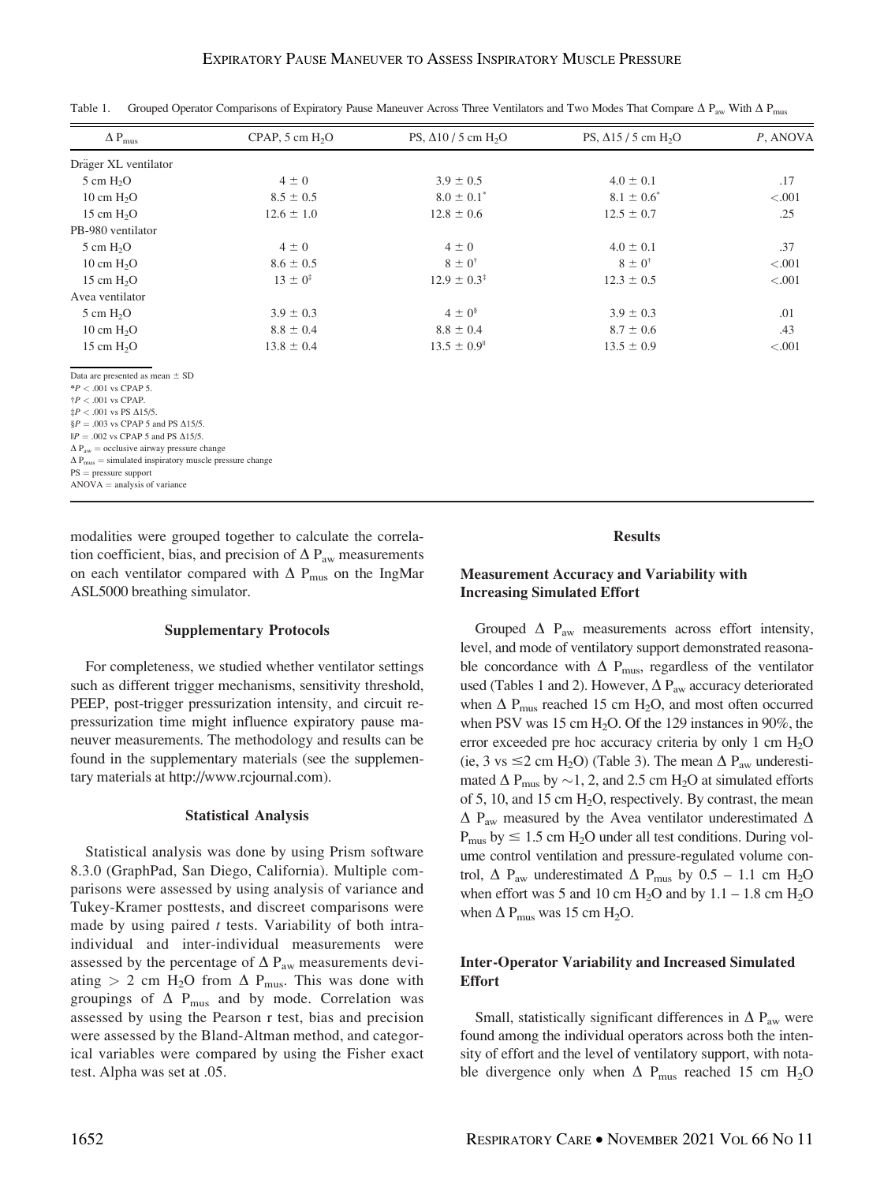Table 1. Grouped Operator Comparisons of Expiratory Pause Maneuver Across Three Ventilators and Two Modes That Compare $\Delta P_{aw}$ With $\Delta P_{mus}$

| $\Delta P_{mus}$ | CPAP, 5 cm $H_2O$ | PS, $\Delta$10 / 5 cm $H_2O$ | PS, $\Delta$15 / 5 cm $H_2O$ | *P*, ANOVA |
|---|---|---|---|---|
| Dräger XL ventilator | | | | |
| 5 cm $H_2O$ | 4 ± 0 | 3.9 ± 0.5 | 4.0 ± 0.1 | .17 |
| 10 cm $H_2O$ | 8.5 ± 0.5 | 8.0 ± 0.1* | 8.1 ± 0.6* | <.001 |
| 15 cm $H_2O$ | 12.6 ± 1.0 | 12.8 ± 0.6 | 12.5 ± 0.7 | .25 |
| PB-980 ventilator | | | | |
| 5 cm $H_2O$ | 4 ± 0 | 4 ± 0 | 4.0 ± 0.1 | .37 |
| 10 cm $H_2O$ | 8.6 ± 0.5 | 8 ± 0† | 8 ± 0† | <.001 |
| 15 cm $H_2O$ | 13 ± 0‡ | 12.9 ± 0.3‡ | 12.3 ± 0.5 | <.001 |
| Avea ventilator | | | | |
| 5 cm $H_2O$ | 3.9 ± 0.3 | 4 ± 0§ | 3.9 ± 0.3 | .01 |
| 10 cm $H_2O$ | 8.8 ± 0.4 | 8.8 ± 0.4 | 8.7 ± 0.6 | .43 |
| 15 cm $H_2O$ | 13.8 ± 0.4 | 13.5 ± 0.9‖ | 13.5 ± 0.9 | <.001 |

Data are presented as mean ± SD
*$P < .001$ vs CPAP 5.
†$P < .001$ vs CPAP.
‡$P < .001$ vs PS $\Delta$15/5.
§$P = .003$ vs CPAP 5 and PS $\Delta$15/5.
‖$P = .002$ vs CPAP 5 and PS $\Delta$15/5.
$\Delta P_{aw}$ = occlusive airway pressure change
$\Delta P_{mus}$ = simulated inspiratory muscle pressure change
PS = pressure support
ANOVA = analysis of variance

modalities were grouped together to calculate the correlation coefficient, bias, and precision of $\Delta P_{aw}$ measurements on each ventilator compared with $\Delta P_{mus}$ on the IngMar ASL5000 breathing simulator.

### Supplementary Protocols

For completeness, we studied whether ventilator settings such as different trigger mechanisms, sensitivity threshold, PEEP, post-trigger pressurization intensity, and circuit re-pressurization time might influence expiratory pause maneuver measurements. The methodology and results can be found in the supplementary materials (see the supplementary materials at http://www.rcjournal.com).

### Statistical Analysis

Statistical analysis was done by using Prism software 8.3.0 (GraphPad, San Diego, California). Multiple comparisons were assessed by using analysis of variance and Tukey-Kramer posttests, and discreet comparisons were made by using paired *t* tests. Variability of both intra-individual and inter-individual measurements were assessed by the percentage of $\Delta P_{aw}$ measurements deviating > 2 cm $H_2O$ from $\Delta P_{mus}$. This was done with groupings of $\Delta P_{mus}$ and by mode. Correlation was assessed by using the Pearson r test, bias and precision were assessed by the Bland-Altman method, and categorical variables were compared by using the Fisher exact test. Alpha was set at .05.

## Results

### Measurement Accuracy and Variability with Increasing Simulated Effort

Grouped $\Delta P_{aw}$ measurements across effort intensity, level, and mode of ventilatory support demonstrated reasonable concordance with $\Delta P_{mus}$, regardless of the ventilator used (Tables 1 and 2). However, $\Delta P_{aw}$ accuracy deteriorated when $\Delta P_{mus}$ reached 15 cm $H_2O$, and most often occurred when PSV was 15 cm $H_2O$. Of the 129 instances in 90%, the error exceeded pre hoc accuracy criteria by only 1 cm $H_2O$ (ie, 3 vs ≤2 cm $H_2O$) (Table 3). The mean $\Delta P_{aw}$ underestimated $\Delta P_{mus}$ by ~1, 2, and 2.5 cm $H_2O$ at simulated efforts of 5, 10, and 15 cm $H_2O$, respectively. By contrast, the mean $\Delta P_{aw}$ measured by the Avea ventilator underestimated $\Delta P_{mus}$ by ≤ 1.5 cm $H_2O$ under all test conditions. During volume control ventilation and pressure-regulated volume control, $\Delta P_{aw}$ underestimated $\Delta P_{mus}$ by 0.5 – 1.1 cm $H_2O$ when effort was 5 and 10 cm $H_2O$ and by 1.1 – 1.8 cm $H_2O$ when $\Delta P_{mus}$ was 15 cm $H_2O$.

### Inter-Operator Variability and Increased Simulated Effort

Small, statistically significant differences in $\Delta P_{aw}$ were found among the individual operators across both the intensity of effort and the level of ventilatory support, with notable divergence only when $\Delta P_{mus}$ reached 15 cm $H_2O$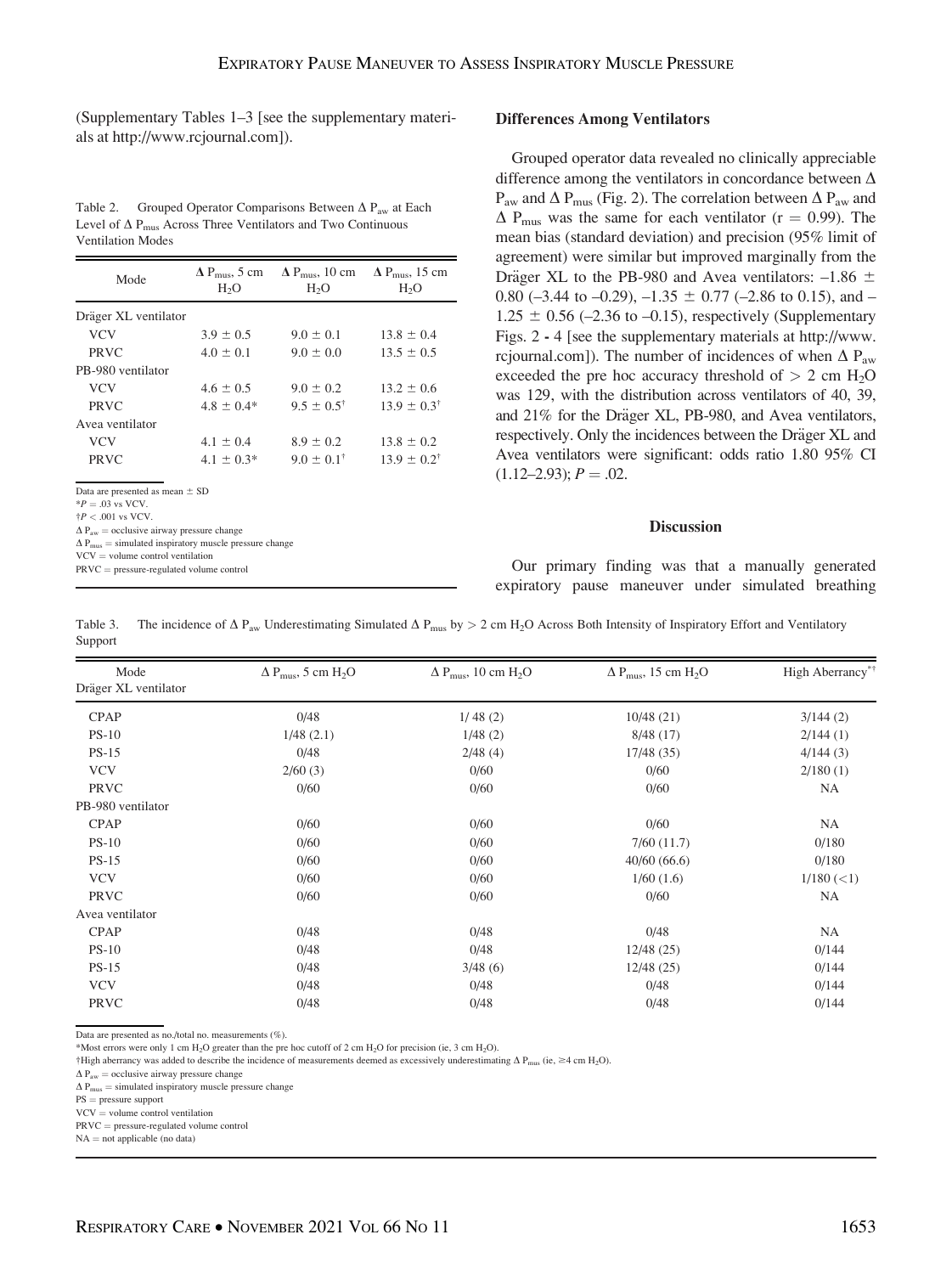(Supplementary Tables 1–3 [see the supplementary materials at http://www.rcjournal.com]).

Table 2. Grouped Operator Comparisons Between Δ $P_{aw}$ at Each Level of Δ $P_{mus}$ Across Three Ventilators and Two Continuous Ventilation Modes

| Mode | Δ $P_{mus}$, 5 cm $H_2O$ | Δ $P_{mus}$, 10 cm $H_2O$ | Δ $P_{mus}$, 15 cm $H_2O$ |
|---|---|---|---|
| Dräger XL ventilator | | | |
| VCV | 3.9 ± 0.5 | 9.0 ± 0.1 | 13.8 ± 0.4 |
| PRVC | 4.0 ± 0.1 | 9.0 ± 0.0 | 13.5 ± 0.5 |
| PB-980 ventilator | | | |
| VCV | 4.6 ± 0.5 | 9.0 ± 0.2 | 13.2 ± 0.6 |
| PRVC | 4.8 ± 0.4* | 9.5 ± 0.5† | 13.9 ± 0.3† |
| Avea ventilator | | | |
| VCV | 4.1 ± 0.4 | 8.9 ± 0.2 | 13.8 ± 0.2 |
| PRVC | 4.1 ± 0.3* | 9.0 ± 0.1† | 13.9 ± 0.2† |

Data are presented as mean ± SD
*$P = .03$ vs VCV.
†$P < .001$ vs VCV.
Δ $P_{aw}$ = occlusive airway pressure change
Δ $P_{mus}$ = simulated inspiratory muscle pressure change
VCV = volume control ventilation
PRVC = pressure-regulated volume control

### Differences Among Ventilators

Grouped operator data revealed no clinically appreciable difference among the ventilators in concordance between Δ $P_{aw}$ and Δ $P_{mus}$ (Fig. 2). The correlation between Δ $P_{aw}$ and Δ $P_{mus}$ was the same for each ventilator ($r = 0.99$). The mean bias (standard deviation) and precision (95% limit of agreement) were similar but improved marginally from the Dräger XL to the PB-980 and Avea ventilators: –1.86 ± 0.80 (–3.44 to –0.29), –1.35 ± 0.77 (–2.86 to 0.15), and –1.25 ± 0.56 (–2.36 to –0.15), respectively (Supplementary Figs. 2 - 4 [see the supplementary materials at http://www.rcjournal.com]). The number of incidences of when Δ $P_{aw}$ exceeded the pre hoc accuracy threshold of > 2 cm $H_2O$ was 129, with the distribution across ventilators of 40, 39, and 21% for the Dräger XL, PB-980, and Avea ventilators, respectively. Only the incidences between the Dräger XL and Avea ventilators were significant: odds ratio 1.80 95% CI (1.12–2.93); $P = .02$.

## Discussion

Our primary finding was that a manually generated expiratory pause maneuver under simulated breathing

Table 3. The incidence of Δ $P_{aw}$ Underestimating Simulated Δ $P_{mus}$ by > 2 cm $H_2O$ Across Both Intensity of Inspiratory Effort and Ventilatory Support

| Mode | Δ $P_{mus}$, 5 cm $H_2O$ | Δ $P_{mus}$, 10 cm $H_2O$ | Δ $P_{mus}$, 15 cm $H_2O$ | High Aberrancy*† |
|---|---|---|---|---|
| Dräger XL ventilator | | | | |
| CPAP | 0/48 | 1/ 48 (2) | 10/48 (21) | 3/144 (2) |
| PS-10 | 1/48 (2.1) | 1/48 (2) | 8/48 (17) | 2/144 (1) |
| PS-15 | 0/48 | 2/48 (4) | 17/48 (35) | 4/144 (3) |
| VCV | 2/60 (3) | 0/60 | 0/60 | 2/180 (1) |
| PRVC | 0/60 | 0/60 | 0/60 | NA |
| PB-980 ventilator | | | | |
| CPAP | 0/60 | 0/60 | 0/60 | NA |
| PS-10 | 0/60 | 0/60 | 7/60 (11.7) | 0/180 |
| PS-15 | 0/60 | 0/60 | 40/60 (66.6) | 0/180 |
| VCV | 0/60 | 0/60 | 1/60 (1.6) | 1/180 (<1) |
| PRVC | 0/60 | 0/60 | 0/60 | NA |
| Avea ventilator | | | | |
| CPAP | 0/48 | 0/48 | 0/48 | NA |
| PS-10 | 0/48 | 0/48 | 12/48 (25) | 0/144 |
| PS-15 | 0/48 | 3/48 (6) | 12/48 (25) | 0/144 |
| VCV | 0/48 | 0/48 | 0/48 | 0/144 |
| PRVC | 0/48 | 0/48 | 0/48 | 0/144 |

Data are presented as no./total no. measurements (%).
*Most errors were only 1 cm $H_2O$ greater than the pre hoc cutoff of 2 cm $H_2O$ for precision (ie, 3 cm $H_2O$).
†High aberrancy was added to describe the incidence of measurements deemed as excessively underestimating Δ $P_{mus}$ (ie, ≥4 cm $H_2O$).
Δ $P_{aw}$ = occlusive airway pressure change
Δ $P_{mus}$ = simulated inspiratory muscle pressure change
PS = pressure support
VCV = volume control ventilation
PRVC = pressure-regulated volume control
NA = not applicable (no data)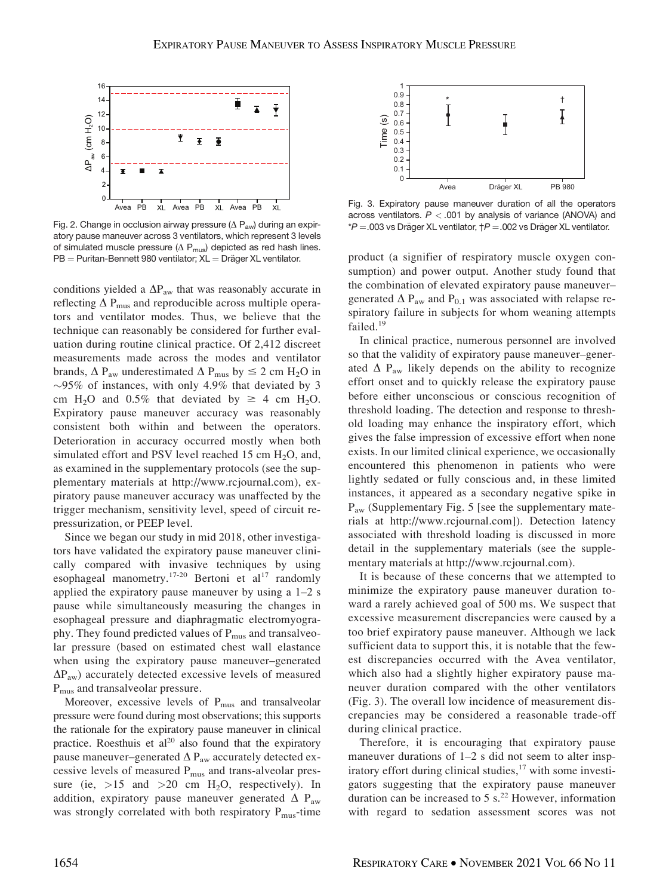Fig. 2. Change in occlusion airway pressure ($\Delta$ $P_{aw}$) during an expiratory pause maneuver across 3 ventilators, which represent 3 levels of simulated muscle pressure ($\Delta$ $P_{mus}$) depicted as red hash lines. PB = Puritan-Bennett 980 ventilator; XL = Dräger XL ventilator.

Fig. 3. Expiratory pause maneuver duration of all the operators across ventilators. $P < .001$ by analysis of variance (ANOVA) and *$P = .003$ vs Dräger XL ventilator, †$P = .002$ vs Dräger XL ventilator.

conditions yielded a $\Delta P_{aw}$ that was reasonably accurate in reflecting $\Delta$ $P_{mus}$ and reproducible across multiple operators and ventilator modes. Thus, we believe that the technique can reasonably be considered for further evaluation during routine clinical practice. Of 2,412 discreet measurements made across the modes and ventilator brands, $\Delta$ $P_{aw}$ underestimated $\Delta$ $P_{mus}$ by $\leq 2$ cm $H_2O$ in ~95% of instances, with only 4.9% that deviated by 3 cm $H_2O$ and 0.5% that deviated by $\geq$ 4 cm $H_2O$. Expiratory pause maneuver accuracy was reasonably consistent both within and between the operators. Deterioration in accuracy occurred mostly when both simulated effort and PSV level reached 15 cm $H_2O$, and, as examined in the supplementary protocols (see the supplementary materials at http://www.rcjournal.com), expiratory pause maneuver accuracy was unaffected by the trigger mechanism, sensitivity level, speed of circuit repressurization, or PEEP level.

Since we began our study in mid 2018, other investigators have validated the expiratory pause maneuver clinically compared with invasive techniques by using esophageal manometry.[17-20] Bertoni et al[17] randomly applied the expiratory pause maneuver by using a 1–2 s pause while simultaneously measuring the changes in esophageal pressure and diaphragmatic electromyography. They found predicted values of $P_{mus}$ and transalveolar pressure (based on estimated chest wall elastance when using the expiratory pause maneuver–generated $\Delta P_{aw}$) accurately detected excessive levels of measured $P_{mus}$ and transalveolar pressure.

Moreover, excessive levels of $P_{mus}$ and transalveolar pressure were found during most observations; this supports the rationale for the expiratory pause maneuver in clinical practice. Roesthuis et al[20] also found that the expiratory pause maneuver–generated $\Delta$ $P_{aw}$ accurately detected excessive levels of measured $P_{mus}$ and trans-alveolar pressure (ie, >15 and >20 cm $H_2O$, respectively). In addition, expiratory pause maneuver generated $\Delta$ $P_{aw}$ was strongly correlated with both respiratory $P_{mus}$-time product (a signifier of respiratory muscle oxygen consumption) and power output. Another study found that the combination of elevated expiratory pause maneuver–generated $\Delta$ $P_{aw}$ and $P_{0.1}$ was associated with relapse respiratory failure in subjects for whom weaning attempts failed.[19]

In clinical practice, numerous personnel are involved so that the validity of expiratory pause maneuver–generated $\Delta$ $P_{aw}$ likely depends on the ability to recognize effort onset and to quickly release the expiratory pause before either unconscious or conscious recognition of threshold loading. The detection and response to threshold loading may enhance the inspiratory effort, which gives the false impression of excessive effort when none exists. In our limited clinical experience, we occasionally encountered this phenomenon in patients who were lightly sedated or fully conscious and, in these limited instances, it appeared as a secondary negative spike in $P_{aw}$ (Supplementary Fig. 5 [see the supplementary materials at http://www.rcjournal.com]). Detection latency associated with threshold loading is discussed in more detail in the supplementary materials (see the supplementary materials at http://www.rcjournal.com).

It is because of these concerns that we attempted to minimize the expiratory pause maneuver duration toward a rarely achieved goal of 500 ms. We suspect that excessive measurement discrepancies were caused by a too brief expiratory pause maneuver. Although we lack sufficient data to support this, it is notable that the fewest discrepancies occurred with the Avea ventilator, which also had a slightly higher expiratory pause maneuver duration compared with the other ventilators (Fig. 3). The overall low incidence of measurement discrepancies may be considered a reasonable trade-off during clinical practice.

Therefore, it is encouraging that expiratory pause maneuver durations of 1–2 s did not seem to alter inspiratory effort during clinical studies,[17] with some investigators suggesting that the expiratory pause maneuver duration can be increased to 5 s.[22] However, information with regard to sedation assessment scores was not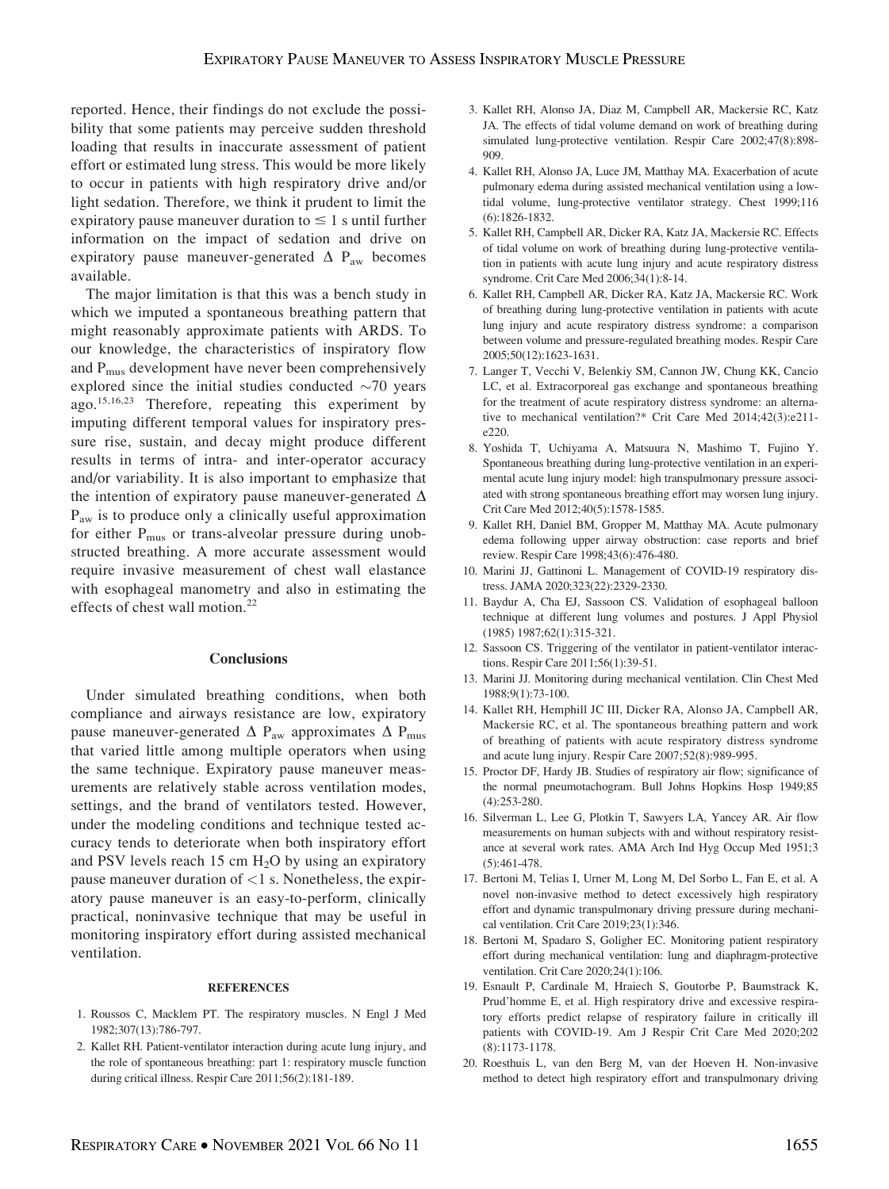reported. Hence, their findings do not exclude the possibility that some patients may perceive sudden threshold loading that results in inaccurate assessment of patient effort or estimated lung stress. This would be more likely to occur in patients with high respiratory drive and/or light sedation. Therefore, we think it prudent to limit the expiratory pause maneuver duration to $\leq$ 1 s until further information on the impact of sedation and drive on expiratory pause maneuver-generated $\Delta$ $P_{aw}$ becomes available.

The major limitation is that this was a bench study in which we imputed a spontaneous breathing pattern that might reasonably approximate patients with ARDS. To our knowledge, the characteristics of inspiratory flow and $P_{mus}$ development have never been comprehensively explored since the initial studies conducted ~70 years ago.[15,16,23] Therefore, repeating this experiment by imputing different temporal values for inspiratory pressure rise, sustain, and decay might produce different results in terms of intra- and inter-operator accuracy and/or variability. It is also important to emphasize that the intention of expiratory pause maneuver-generated $\Delta$ $P_{aw}$ is to produce only a clinically useful approximation for either $P_{mus}$ or trans-alveolar pressure during unobstructed breathing. A more accurate assessment would require invasive measurement of chest wall elastance with esophageal manometry and also in estimating the effects of chest wall motion.[22]

## Conclusions

Under simulated breathing conditions, when both compliance and airways resistance are low, expiratory pause maneuver-generated $\Delta$ $P_{aw}$ approximates $\Delta$ $P_{mus}$ that varied little among multiple operators when using the same technique. Expiratory pause maneuver measurements are relatively stable across ventilation modes, settings, and the brand of ventilators tested. However, under the modeling conditions and technique tested accuracy tends to deteriorate when both inspiratory effort and PSV levels reach 15 cm $H_2O$ by using an expiratory pause maneuver duration of <1 s. Nonetheless, the expiratory pause maneuver is an easy-to-perform, clinically practical, noninvasive technique that may be useful in monitoring inspiratory effort during assisted mechanical ventilation.

## REFERENCES

1. Roussos C, Macklem PT. The respiratory muscles. N Engl J Med 1982;307(13):786-797.
2. Kallet RH. Patient-ventilator interaction during acute lung injury, and the role of spontaneous breathing: part 1: respiratory muscle function during critical illness. Respir Care 2011;56(2):181-189.
3. Kallet RH, Alonso JA, Diaz M, Campbell AR, Mackersie RC, Katz JA. The effects of tidal volume demand on work of breathing during simulated lung-protective ventilation. Respir Care 2002;47(8):898-909.
4. Kallet RH, Alonso JA, Luce JM, Matthay MA. Exacerbation of acute pulmonary edema during assisted mechanical ventilation using a low-tidal volume, lung-protective ventilator strategy. Chest 1999;116(6):1826-1832.
5. Kallet RH, Campbell AR, Dicker RA, Katz JA, Mackersie RC. Effects of tidal volume on work of breathing during lung-protective ventilation in patients with acute lung injury and acute respiratory distress syndrome. Crit Care Med 2006;34(1):8-14.
6. Kallet RH, Campbell AR, Dicker RA, Katz JA, Mackersie RC. Work of breathing during lung-protective ventilation in patients with acute lung injury and acute respiratory distress syndrome: a comparison between volume and pressure-regulated breathing modes. Respir Care 2005;50(12):1623-1631.
7. Langer T, Vecchi V, Belenkiy SM, Cannon JW, Chung KK, Cancio LC, et al. Extracorporeal gas exchange and spontaneous breathing for the treatment of acute respiratory distress syndrome: an alternative to mechanical ventilation?* Crit Care Med 2014;42(3):e211-e220.
8. Yoshida T, Uchiyama A, Matsuura N, Mashimo T, Fujino Y. Spontaneous breathing during lung-protective ventilation in an experimental acute lung injury model: high transpulmonary pressure associated with strong spontaneous breathing effort may worsen lung injury. Crit Care Med 2012;40(5):1578-1585.
9. Kallet RH, Daniel BM, Gropper M, Matthay MA. Acute pulmonary edema following upper airway obstruction: case reports and brief review. Respir Care 1998;43(6):476-480.
10. Marini JJ, Gattinoni L. Management of COVID-19 respiratory distress. JAMA 2020;323(22):2329-2330.
11. Baydur A, Cha EJ, Sassoon CS. Validation of esophageal balloon technique at different lung volumes and postures. J Appl Physiol (1985) 1987;62(1):315-321.
12. Sassoon CS. Triggering of the ventilator in patient-ventilator interactions. Respir Care 2011;56(1):39-51.
13. Marini JJ. Monitoring during mechanical ventilation. Clin Chest Med 1988;9(1):73-100.
14. Kallet RH, Hemphill JC III, Dicker RA, Alonso JA, Campbell AR, Mackersie RC, et al. The spontaneous breathing pattern and work of breathing of patients with acute respiratory distress syndrome and acute lung injury. Respir Care 2007;52(8):989-995.
15. Proctor DF, Hardy JB. Studies of respiratory air flow; significance of the normal pneumotachogram. Bull Johns Hopkins Hosp 1949;85(4):253-280.
16. Silverman L, Lee G, Plotkin T, Sawyers LA, Yancey AR. Air flow measurements on human subjects with and without respiratory resistance at several work rates. AMA Arch Ind Hyg Occup Med 1951;3(5):461-478.
17. Bertoni M, Telias I, Urner M, Long M, Del Sorbo L, Fan E, et al. A novel non-invasive method to detect excessively high respiratory effort and dynamic transpulmonary driving pressure during mechanical ventilation. Crit Care 2019;23(1):346.
18. Bertoni M, Spadaro S, Goligher EC. Monitoring patient respiratory effort during mechanical ventilation: lung and diaphragm-protective ventilation. Crit Care 2020;24(1):106.
19. Esnault P, Cardinale M, Hraiech S, Goutorbe P, Baumstrack K, Prud'homme E, et al. High respiratory drive and excessive respiratory efforts predict relapse of respiratory failure in critically ill patients with COVID-19. Am J Respir Crit Care Med 2020;202(8):1173-1178.
20. Roesthuis L, van den Berg M, van der Hoeven H. Non-invasive method to detect high respiratory effort and transpulmonary driving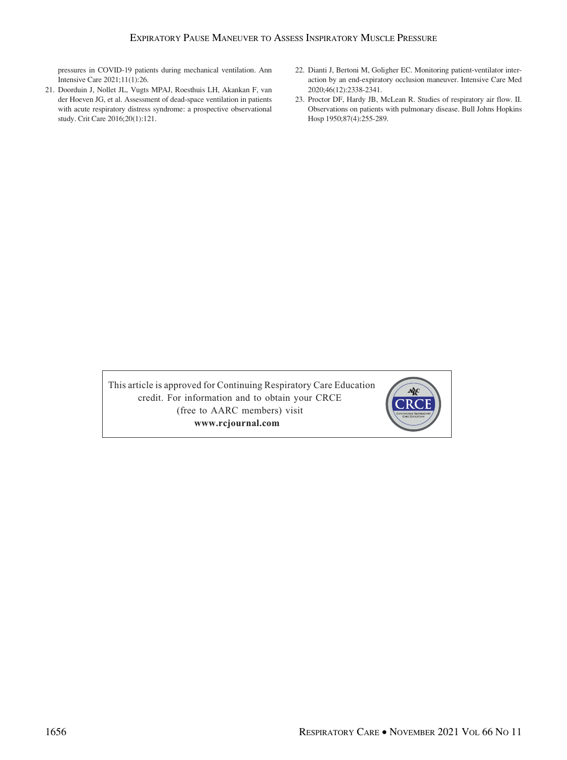pressures in COVID-19 patients during mechanical ventilation. Ann Intensive Care 2021;11(1):26.

21. Doorduin J, Nollet JL, Vugts MPAJ, Roesthuis LH, Akankan F, van der Hoeven JG, et al. Assessment of dead-space ventilation in patients with acute respiratory distress syndrome: a prospective observational study. Crit Care 2016;20(1):121.
22. Dianti J, Bertoni M, Goligher EC. Monitoring patient-ventilator interaction by an end-expiratory occlusion maneuver. Intensive Care Med 2020;46(12):2338-2341.
23. Proctor DF, Hardy JB, McLean R. Studies of respiratory air flow. II. Observations on patients with pulmonary disease. Bull Johns Hopkins Hosp 1950;87(4):255-289.

This article is approved for Continuing Respiratory Care Education credit. For information and to obtain your CRCE (free to AARC members) visit **www.rcjournal.com**